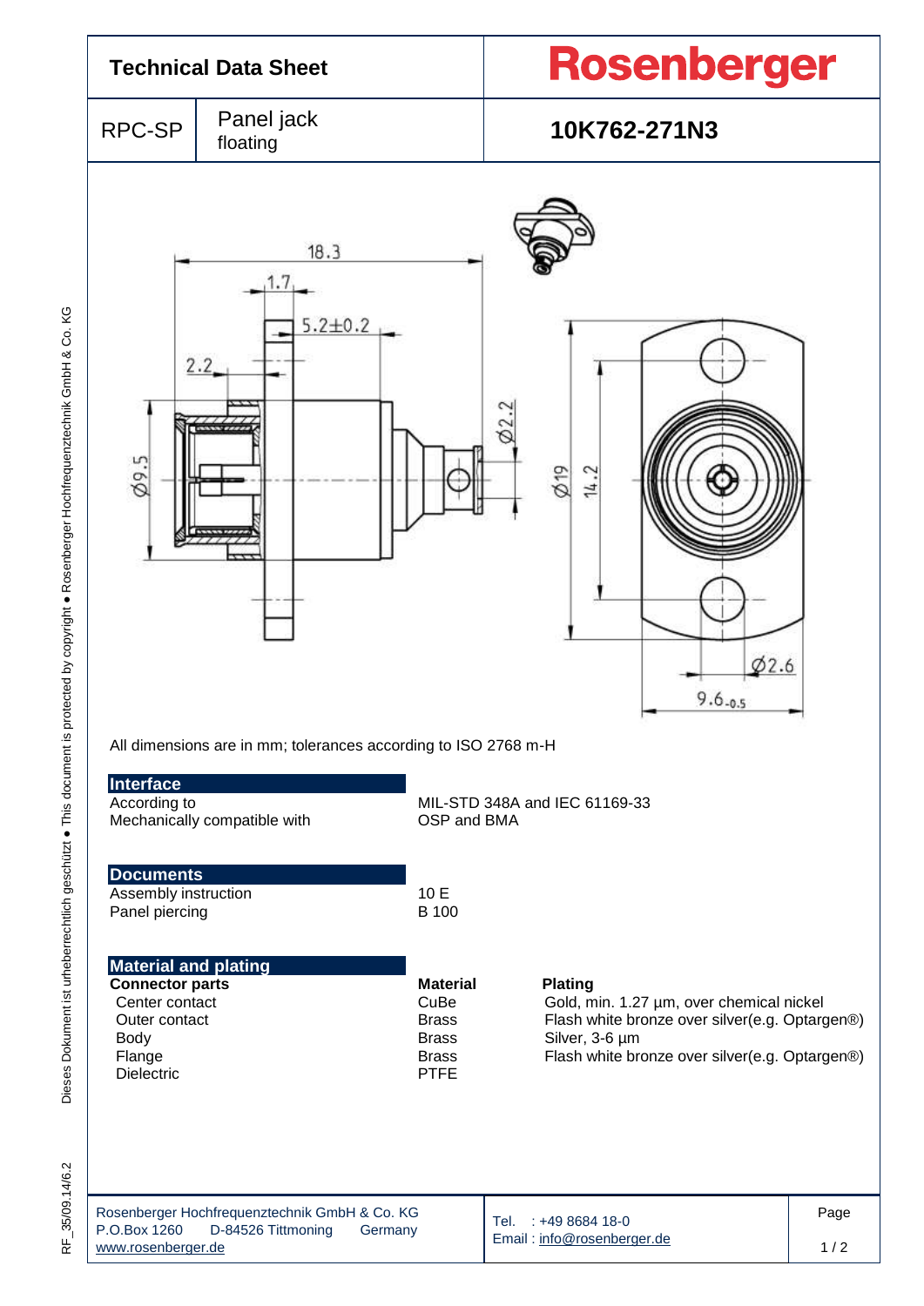# Technical Data Sheet

**Rosenberger**

| RPC-SP | Panel jack floating | **10K762-271N3** |
|---|---|---|

All dimensions are in mm; tolerances according to ISO 2768 m-H

## Interface

| | |
|---|---|
| According to | MIL-STD 348A and IEC 61169-33 |
| Mechanically compatible with | OSP and BMA |

## Documents

| | |
|---|---|
| Assembly instruction | 10 E |
| Panel piercing | B 100 |

## Material and plating

| **Connector parts** | **Material** | **Plating** |
|---|---|---|
| Center contact | CuBe | Gold, min. 1.27 µm, over chemical nickel |
| Outer contact | Brass | Flash white bronze over silver(e.g. Optargen®) |
| Body | Brass | Silver, 3-6 µm |
| Flange | Brass | Flash white bronze over silver(e.g. Optargen®) |
| Dielectric | PTFE | |

Rosenberger Hochfrequenztechnik GmbH & Co. KG
P.O.Box 1260 D-84526 Tittmoning Germany
www.rosenberger.de

Tel. : +49 8684 18-0
Email : info@rosenberger.de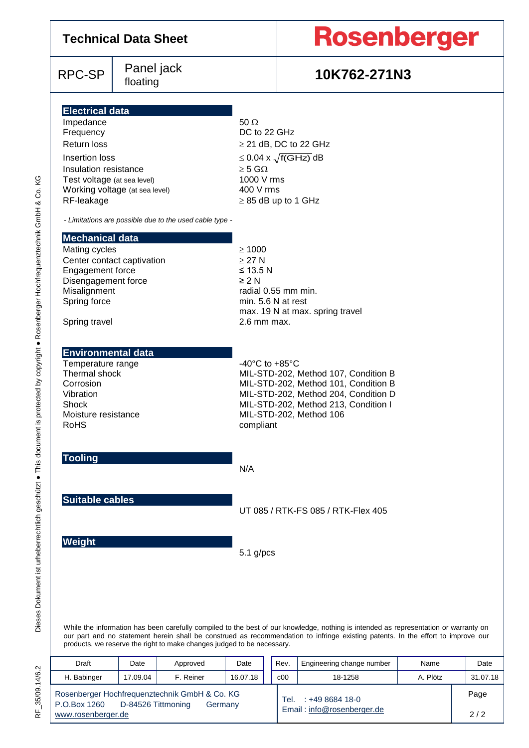# Technical Data Sheet

**Rosenberger**

| RPC-SP | Panel jack floating | 10K762-271N3 |
|---|---|---|

## Electrical data

| | |
|---|---|
| Impedance | 50 Ω |
| Frequency | DC to 22 GHz |
| Return loss | ≥ 21 dB, DC to 22 GHz |
| Insertion loss | ≤ 0.04 x $\sqrt{f(GHz)}$ dB |
| Insulation resistance | ≥ 5 GΩ |
| Test voltage (at sea level) | 1000 V rms |
| Working voltage (at sea level) | 400 V rms |
| RF-leakage | ≥ 85 dB up to 1 GHz |

*- Limitations are possible due to the used cable type -*

## Mechanical data

| | |
|---|---|
| Mating cycles | ≥ 1000 |
| Center contact captivation | ≥ 27 N |
| Engagement force | ≤ 13.5 N |
| Disengagement force | ≥ 2 N |
| Misalignment | radial 0.55 mm min. |
| Spring force | min. 5.6 N at rest<br>max. 19 N at max. spring travel |
| Spring travel | 2.6 mm max. |

## Environmental data

| | |
|---|---|
| Temperature range | -40°C to +85°C |
| Thermal shock | MIL-STD-202, Method 107, Condition B |
| Corrosion | MIL-STD-202, Method 101, Condition B |
| Vibration | MIL-STD-202, Method 204, Condition D |
| Shock | MIL-STD-202, Method 213, Condition I |
| Moisture resistance | MIL-STD-202, Method 106 |
| RoHS | compliant |

## Tooling

N/A

## Suitable cables

UT 085 / RTK-FS 085 / RTK-Flex 405

## Weight

5.1 g/pcs

While the information has been carefully compiled to the best of our knowledge, nothing is intended as representation or warranty on our part and no statement herein shall be construed as recommendation to infringe existing patents. In the effort to improve our products, we reserve the right to make changes judged to be necessary.

| Draft | Date | Approved | Date | Rev. | Engineering change number | Name | Date |
|---|---|---|---|---|---|---|---|
| H. Babinger | 17.09.04 | F. Reiner | 16.07.18 | c00 | 18-1258 | A. Plötz | 31.07.18 |

Rosenberger Hochfrequenztechnik GmbH & Co. KG
P.O.Box 1260 D-84526 Tittmoning Germany
www.rosenberger.de

Tel. : +49 8684 18-0
Email : info@rosenberger.de

RF_35/09.14/6.2

Dieses Dokument ist urheberrechtlich geschützt ● This document is protected by copyright ● Rosenberger Hochfrequenztechnik GmbH & Co. KG